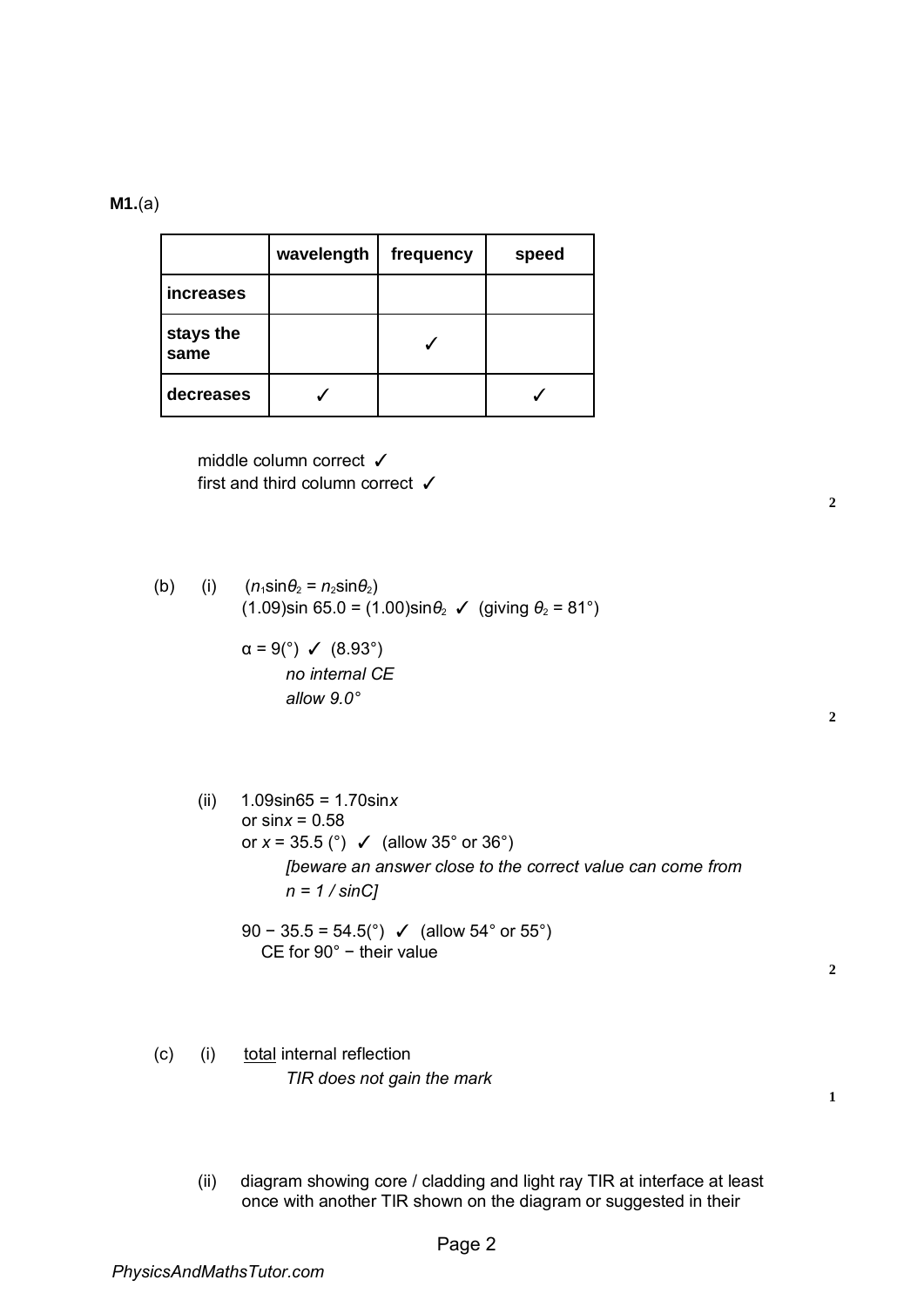**M1.**(a)

| | wavelength | frequency | speed |
|---|---|---|---|
| **increases** | | | |
| **stays the same** | | ✓ | |
| **decreases** | ✓ | | ✓ |

middle column correct ✓
first and third column correct ✓

2

(b) (i) ($n_1\sin\theta_2 = n_2\sin\theta_2$)
(1.09)sin 65.0 = (1.00)sin$\theta_2$ ✓ (giving $\theta_2$ = 81°)

α = 9(°) ✓ (8.93°)
*no internal CE*
*allow 9.0°*

2

(ii) 1.09sin65 = 1.70sin*x*
or sin*x* = 0.58
or *x* = 35.5 (°) ✓ (allow 35° or 36°)
*[beware an answer close to the correct value can come from n = 1 / sinC]*

90 − 35.5 = 54.5(°) ✓ (allow 54° or 55°)
CE for 90° − their value

2

(c) (i) <u>total</u> internal reflection
*TIR does not gain the mark*

1

(ii) diagram showing core / cladding and light ray TIR at interface at least once with another TIR shown on the diagram or suggested in their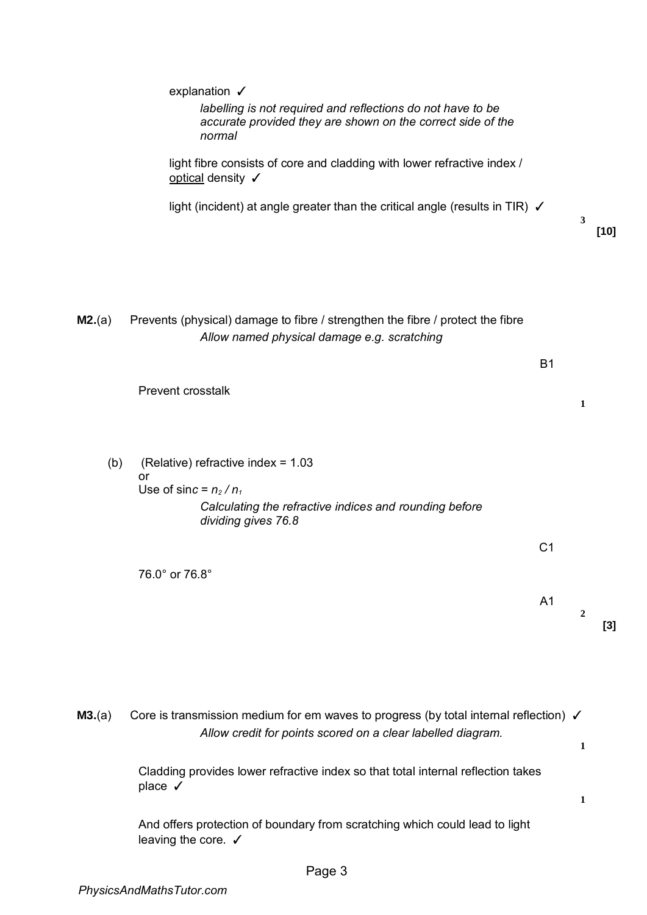explanation ✓

*labelling is not required and reflections do not have to be accurate provided they are shown on the correct side of the normal*

light fibre consists of core and cladding with lower refractive index / optical density ✓

light (incident) at angle greater than the critical angle (results in TIR) ✓

3

[10]

**M2.**(a) Prevents (physical) damage to fibre / strengthen the fibre / protect the fibre

*Allow named physical damage e.g. scratching*

B1

Prevent crosstalk

1

(b) (Relative) refractive index = 1.03
or
Use of sin$c = n_2 / n_1$

*Calculating the refractive indices and rounding before dividing gives 76.8*

C1

76.0° or 76.8°

A1

2

[3]

**M3.**(a) Core is transmission medium for em waves to progress (by total internal reflection) ✓

*Allow credit for points scored on a clear labelled diagram.*

1

Cladding provides lower refractive index so that total internal reflection takes place ✓

1

And offers protection of boundary from scratching which could lead to light leaving the core. ✓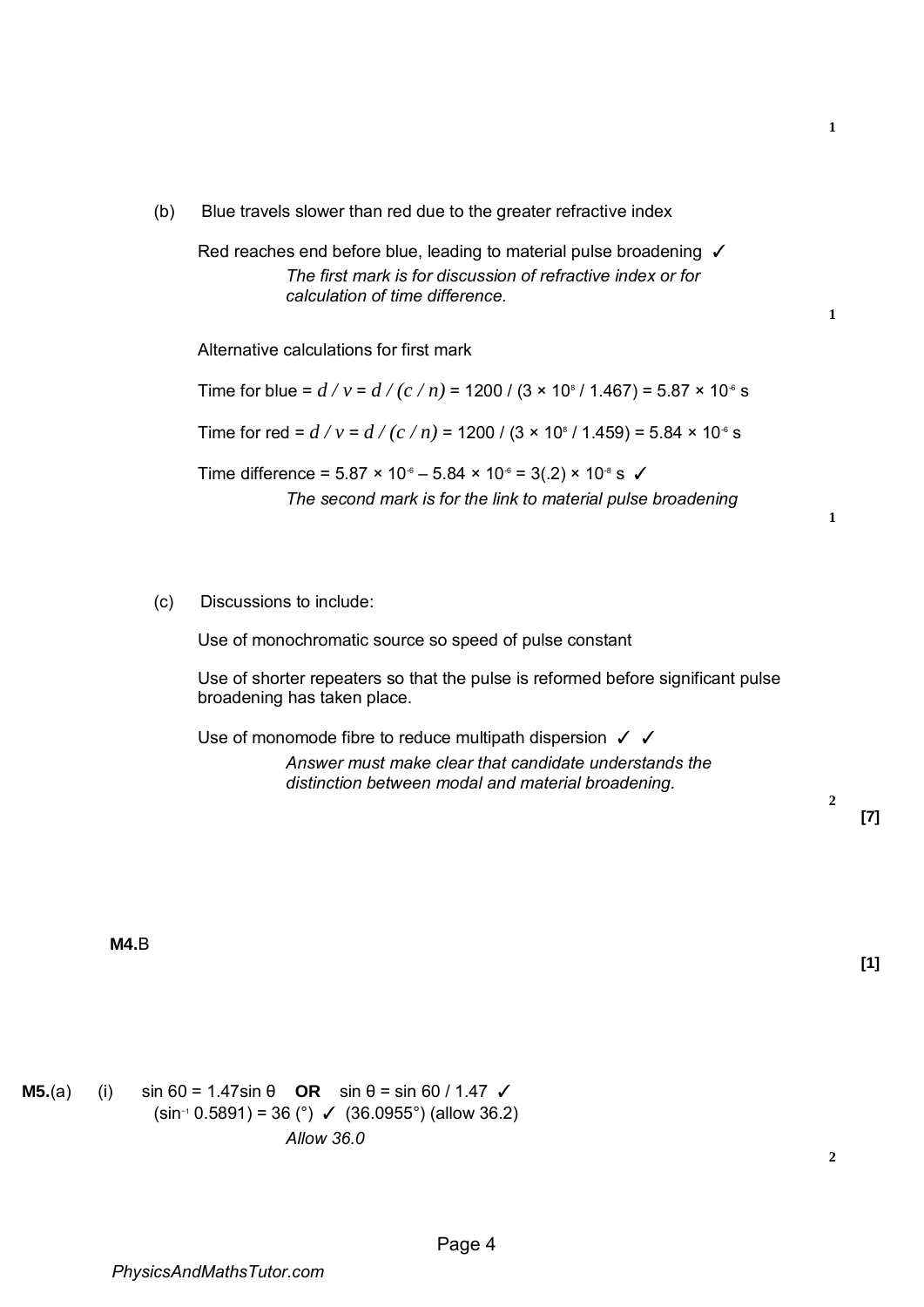1

(b) Blue travels slower than red due to the greater refractive index

Red reaches end before blue, leading to material pulse broadening ✓

*The first mark is for discussion of refractive index or for calculation of time difference.*

1

Alternative calculations for first mark

Time for blue = $d / v = d / (c / n)$ = 1200 / (3 × $10^8$ / 1.467) = 5.87 × $10^{-6}$ s

Time for red = $d / v = d / (c / n)$ = 1200 / (3 × $10^8$ / 1.459) = 5.84 × $10^{-6}$ s

Time difference = 5.87 × $10^{-6}$ – 5.84 × $10^{-6}$ = 3(.2) × $10^{-8}$ s ✓

*The second mark is for the link to material pulse broadening*

1

(c) Discussions to include:

Use of monochromatic source so speed of pulse constant

Use of shorter repeaters so that the pulse is reformed before significant pulse broadening has taken place.

Use of monomode fibre to reduce multipath dispersion ✓ ✓

*Answer must make clear that candidate understands the distinction between modal and material broadening.*

2

[7]

**M4.**B

[1]

**M5.**(a) (i) sin 60 = 1.47sin θ **OR** sin θ = sin 60 / 1.47 ✓

($\sin^{-1}$ 0.5891) = 36 (°) ✓ (36.0955°) (allow 36.2)

*Allow 36.0*

2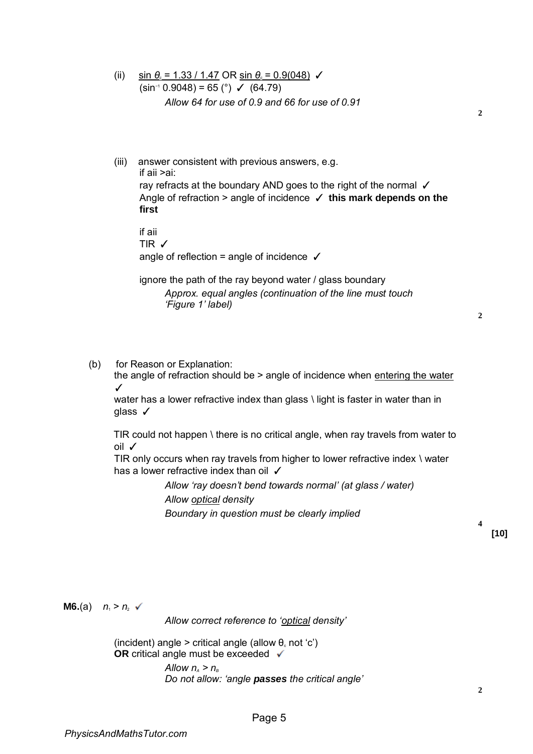(ii) sin $\theta_c$ = 1.33 / 1.47 OR sin $\theta_c$ = 0.9(048) ✓
(sin$^{-1}$ 0.9048) = 65 (°) ✓ (64.79)

*Allow 64 for use of 0.9 and 66 for use of 0.91*

**2**

(iii) answer consistent with previous answers, e.g.
if aii >ai:
ray refracts at the boundary AND goes to the right of the normal ✓
Angle of refraction > angle of incidence ✓ **this mark depends on the first**

if aii
TIR ✓
angle of reflection = angle of incidence ✓

ignore the path of the ray beyond water / glass boundary

*Approx. equal angles (continuation of the line must touch 'Figure 1' label)*

**2**

(b) for Reason or Explanation:
the angle of refraction should be > angle of incidence when entering the water ✓
water has a lower refractive index than glass \ light is faster in water than in glass ✓

TIR could not happen \ there is no critical angle, when ray travels from water to oil ✓
TIR only occurs when ray travels from higher to lower refractive index \ water has a lower refractive index than oil ✓

*Allow 'ray doesn't bend towards normal' (at glass / water)*
*Allow optical density*
*Boundary in question must be clearly implied*

**4**

**[10]**

**M6.**(a) $n_1 > n_2$ ✓

*Allow correct reference to 'optical density'*

(incident) angle > critical angle (allow $\theta_c$ not 'c')
**OR** critical angle must be exceeded ✓

*Allow $n_A > n_B$*
*Do not allow: 'angle **passes** the critical angle'*

**2**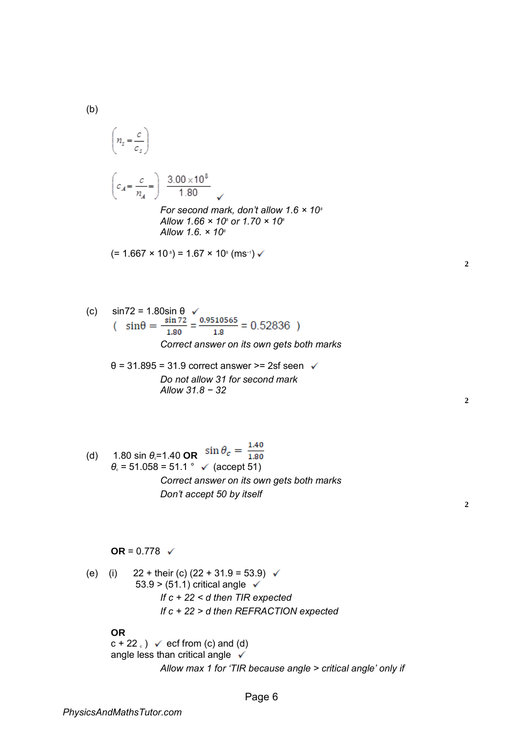(b)

$\left(n_s = \dfrac{c}{c_s}\right)$

$\left(c_A = \dfrac{c}{n_A} = \right)$ $\dfrac{3.00 \times 10^8}{1.80}$ ✓

*For second mark, don't allow 1.6 × $10^8$*
*Allow 1.66 × $10^8$ or 1.70 × $10^8$*
*Allow 1.6. × $10^8$*

(= 1.667 × $10^8$) = 1.67 × $10^8$ ($\text{ms}^{-1}$) ✓

2

(c) sin72 = 1.80sin θ ✓

( $\sin\theta = \dfrac{\sin 72}{1.80} = \dfrac{0.9510565}{1.8} = 0.52836$ )

*Correct answer on its own gets both marks*

θ = 31.895 = 31.9 correct answer >= 2sf seen ✓

*Do not allow 31 for second mark*
*Allow 31.8 − 32*

2

(d) 1.80 sin $\theta_c$=1.40 **OR** $\sin\theta_c = \dfrac{1.40}{1.80}$

$\theta_c$ = 51.058 = 51.1 ° ✓ (accept 51)

*Correct answer on its own gets both marks*
*Don't accept 50 by itself*

2

**OR** = 0.778 ✓

(e) (i) 22 + their (c) (22 + 31.9 = 53.9) ✓

53.9 > (51.1) critical angle ✓

*If c + 22 < d then TIR expected*
*If c + 22 > d then REFRACTION expected*

**OR**
c + 22 $_c$ ) ✓ ecf from (c) and (d)
angle less than critical angle ✓

*Allow max 1 for 'TIR because angle > critical angle' only if*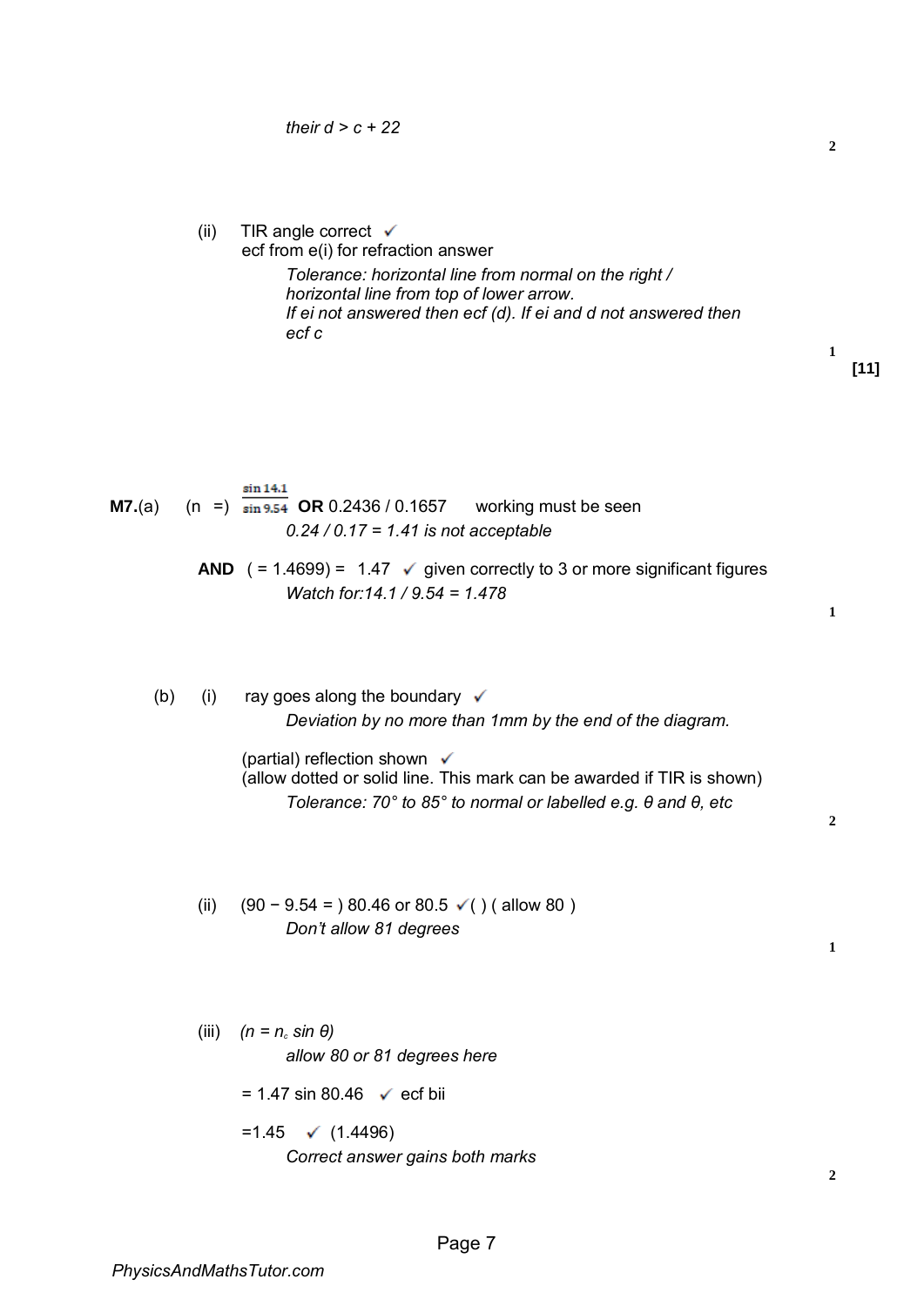*their d > c + 22*

2

(ii) TIR angle correct ✓
ecf from e(i) for refraction answer

*Tolerance: horizontal line from normal on the right / horizontal line from top of lower arrow.*
*If ei not answered then ecf (d). If ei and d not answered then ecf c*

1

**[11]**

**M7.**(a) (n =) $\frac{\sin 14.1}{\sin 9.54}$ **OR** 0.2436 / 0.1657 working must be seen

*0.24 / 0.17 = 1.41 is not acceptable*

**AND** ( = 1.4699) = 1.47 ✓ given correctly to 3 or more significant figures

*Watch for:14.1 / 9.54 = 1.478*

1

(b) (i) ray goes along the boundary ✓

*Deviation by no more than 1mm by the end of the diagram.*

(partial) reflection shown ✓
(allow dotted or solid line. This mark can be awarded if TIR is shown)

*Tolerance: 70° to 85° to normal or labelled e.g. θ and θ, etc*

2

(ii) (90 − 9.54 = ) 80.46 or 80.5 ✓( ) ( allow 80 )

*Don't allow 81 degrees*

1

(iii) *($n = n_c \sin \theta$)*

*allow 80 or 81 degrees here*

= 1.47 sin 80.46 ✓ ecf bii

=1.45 ✓ (1.4496)

*Correct answer gains both marks*

2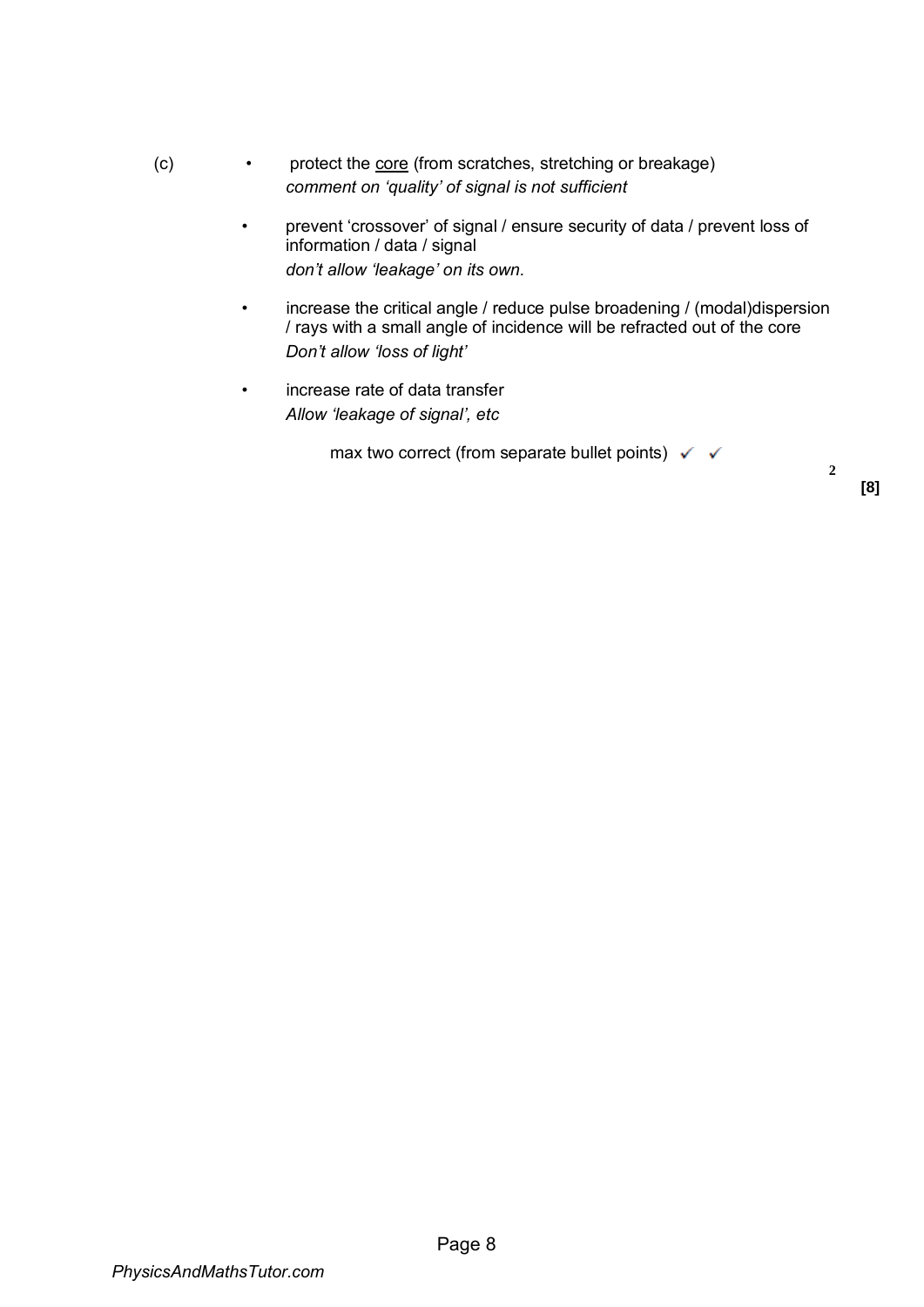(c)

- protect the <u>core</u> (from scratches, stretching or breakage)
  *comment on 'quality' of signal is not sufficient*

- prevent 'crossover' of signal / ensure security of data / prevent loss of information / data / signal
  *don't allow 'leakage' on its own.*

- increase the critical angle / reduce pulse broadening / (modal)dispersion / rays with a small angle of incidence will be refracted out of the core
  *Don't allow 'loss of light'*

- increase rate of data transfer
  *Allow 'leakage of signal', etc*

max two correct (from separate bullet points) ✓ ✓

2

**[8]**